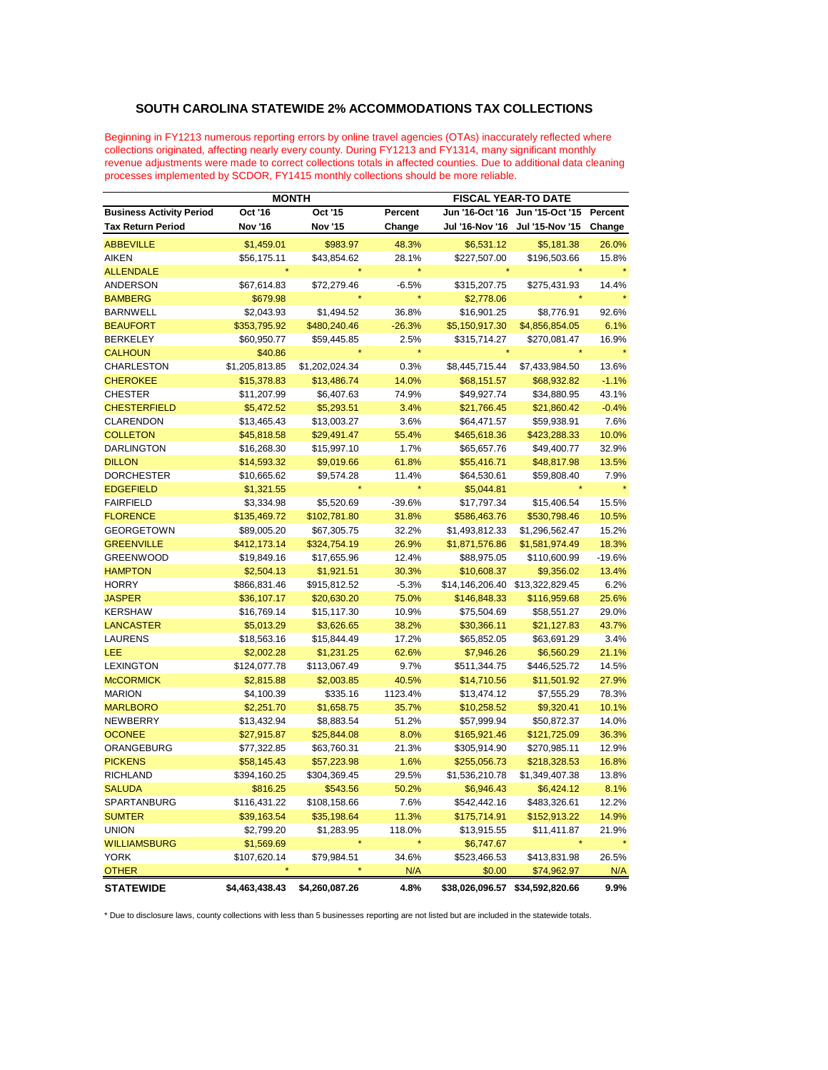# SOUTH CAROLINA STATEWIDE 2% ACCOMMODATIONS TAX COLLECTIONS

Beginning in FY1213 numerous reporting errors by online travel agencies (OTAs) inaccurately reflected where collections originated, affecting nearly every county. During FY1213 and FY1314, many significant monthly revenue adjustments were made to correct collections totals in affected counties. Due to additional data cleaning processes implemented by SCDOR, FY1415 monthly collections should be more reliable.

| | MONTH | | | FISCAL YEAR-TO DATE | | |
|---|---|---|---|---|---|---|
| **Business Activity Period** | **Oct '16** | **Oct '15** | **Percent** | **Jun '16-Oct '16** | **Jun '15-Oct '15** | **Percent** |
| **Tax Return Period** | **Nov '16** | **Nov '15** | **Change** | **Jul '16-Nov '16** | **Jul '15-Nov '15** | **Change** |
| ABBEVILLE | $1,459.01 | $983.97 | 48.3% | $6,531.12 | $5,181.38 | 26.0% |
| AIKEN | $56,175.11 | $43,854.62 | 28.1% | $227,507.00 | $196,503.66 | 15.8% |
| ALLENDALE | * | * | * | * | * | * |
| ANDERSON | $67,614.83 | $72,279.46 | -6.5% | $315,207.75 | $275,431.93 | 14.4% |
| BAMBERG | $679.98 | * | * | $2,778.06 | * | * |
| BARNWELL | $2,043.93 | $1,494.52 | 36.8% | $16,901.25 | $8,776.91 | 92.6% |
| BEAUFORT | $353,795.92 | $480,240.46 | -26.3% | $5,150,917.30 | $4,856,854.05 | 6.1% |
| BERKELEY | $60,950.77 | $59,445.85 | 2.5% | $315,714.27 | $270,081.47 | 16.9% |
| CALHOUN | $40.86 | * | * | * | * | * |
| CHARLESTON | $1,205,813.85 | $1,202,024.34 | 0.3% | $8,445,715.44 | $7,433,984.50 | 13.6% |
| CHEROKEE | $15,378.83 | $13,486.74 | 14.0% | $68,151.57 | $68,932.82 | -1.1% |
| CHESTER | $11,207.99 | $6,407.63 | 74.9% | $49,927.74 | $34,880.95 | 43.1% |
| CHESTERFIELD | $5,472.52 | $5,293.51 | 3.4% | $21,766.45 | $21,860.42 | -0.4% |
| CLARENDON | $13,465.43 | $13,003.27 | 3.6% | $64,471.57 | $59,938.91 | 7.6% |
| COLLETON | $45,818.58 | $29,491.47 | 55.4% | $465,618.36 | $423,288.33 | 10.0% |
| DARLINGTON | $16,268.30 | $15,997.10 | 1.7% | $65,657.76 | $49,400.77 | 32.9% |
| DILLON | $14,593.32 | $9,019.66 | 61.8% | $55,416.71 | $48,817.98 | 13.5% |
| DORCHESTER | $10,665.62 | $9,574.28 | 11.4% | $64,530.61 | $59,808.40 | 7.9% |
| EDGEFIELD | $1,321.55 | * | * | $5,044.81 | * | * |
| FAIRFIELD | $3,334.98 | $5,520.69 | -39.6% | $17,797.34 | $15,406.54 | 15.5% |
| FLORENCE | $135,469.72 | $102,781.80 | 31.8% | $586,463.76 | $530,798.46 | 10.5% |
| GEORGETOWN | $89,005.20 | $67,305.75 | 32.2% | $1,493,812.33 | $1,296,562.47 | 15.2% |
| GREENVILLE | $412,173.14 | $324,754.19 | 26.9% | $1,871,576.86 | $1,581,974.49 | 18.3% |
| GREENWOOD | $19,849.16 | $17,655.96 | 12.4% | $88,975.05 | $110,600.99 | -19.6% |
| HAMPTON | $2,504.13 | $1,921.51 | 30.3% | $10,608.37 | $9,356.02 | 13.4% |
| HORRY | $866,831.46 | $915,812.52 | -5.3% | $14,146,206.40 | $13,322,829.45 | 6.2% |
| JASPER | $36,107.17 | $20,630.20 | 75.0% | $146,848.33 | $116,959.68 | 25.6% |
| KERSHAW | $16,769.14 | $15,117.30 | 10.9% | $75,504.69 | $58,551.27 | 29.0% |
| LANCASTER | $5,013.29 | $3,626.65 | 38.2% | $30,366.11 | $21,127.83 | 43.7% |
| LAURENS | $18,563.16 | $15,844.49 | 17.2% | $65,852.05 | $63,691.29 | 3.4% |
| LEE | $2,002.28 | $1,231.25 | 62.6% | $7,946.26 | $6,560.29 | 21.1% |
| LEXINGTON | $124,077.78 | $113,067.49 | 9.7% | $511,344.75 | $446,525.72 | 14.5% |
| McCORMICK | $2,815.88 | $2,003.85 | 40.5% | $14,710.56 | $11,501.92 | 27.9% |
| MARION | $4,100.39 | $335.16 | 1123.4% | $13,474.12 | $7,555.29 | 78.3% |
| MARLBORO | $2,251.70 | $1,658.75 | 35.7% | $10,258.52 | $9,320.41 | 10.1% |
| NEWBERRY | $13,432.94 | $8,883.54 | 51.2% | $57,999.94 | $50,872.37 | 14.0% |
| OCONEE | $27,915.87 | $25,844.08 | 8.0% | $165,921.46 | $121,725.09 | 36.3% |
| ORANGEBURG | $77,322.85 | $63,760.31 | 21.3% | $305,914.90 | $270,985.11 | 12.9% |
| PICKENS | $58,145.43 | $57,223.98 | 1.6% | $255,056.73 | $218,328.53 | 16.8% |
| RICHLAND | $394,160.25 | $304,369.45 | 29.5% | $1,536,210.78 | $1,349,407.38 | 13.8% |
| SALUDA | $816.25 | $543.56 | 50.2% | $6,946.43 | $6,424.12 | 8.1% |
| SPARTANBURG | $116,431.22 | $108,158.66 | 7.6% | $542,442.16 | $483,326.61 | 12.2% |
| SUMTER | $39,163.54 | $35,198.64 | 11.3% | $175,714.91 | $152,913.22 | 14.9% |
| UNION | $2,799.20 | $1,283.95 | 118.0% | $13,915.55 | $11,411.87 | 21.9% |
| WILLIAMSBURG | $1,569.69 | * | * | $6,747.67 | * | * |
| YORK | $107,620.14 | $79,984.51 | 34.6% | $523,466.53 | $413,831.98 | 26.5% |
| OTHER | * | * | N/A | $0.00 | $74,962.97 | N/A |
| **STATEWIDE** | **$4,463,438.43** | **$4,260,087.26** | **4.8%** | **$38,026,096.57** | **$34,592,820.66** | **9.9%** |

\* Due to disclosure laws, county collections with less than 5 businesses reporting are not listed but are included in the statewide totals.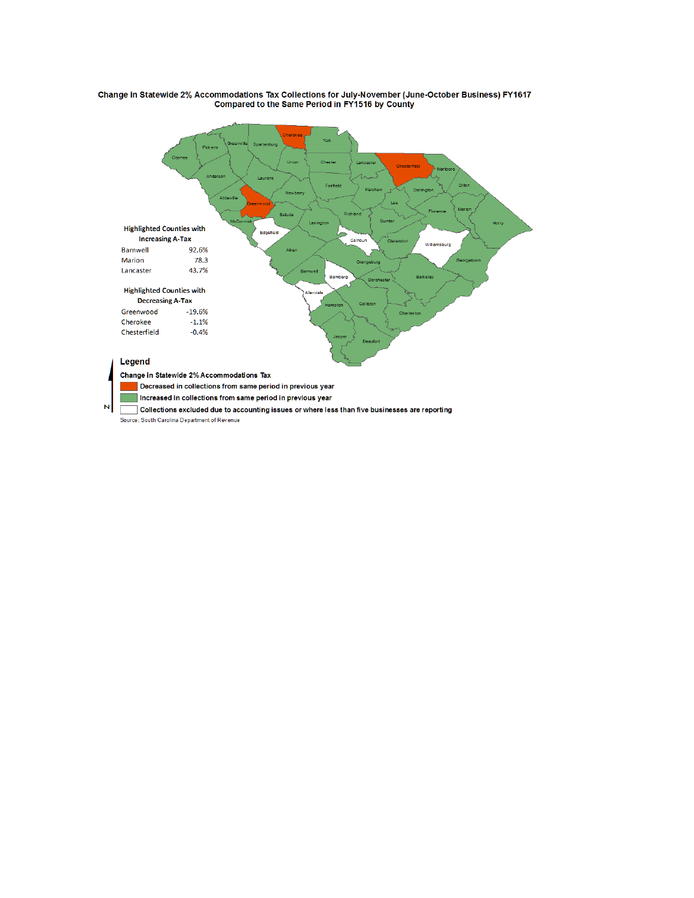**Change in Statewide 2% Accommodations Tax Collections for July-November (June-October Business) FY1617 Compared to the Same Period in FY1516 by County**

Cherokee
York
Greenville
Spartanburg
Pickens
Oconee
Union
Chester
Lancaster
Chesterfield
Marlboro
Anderson
Laurens
Fairfield
Kershaw
Darlington
Dillon
Newberry
Abbeville
Greenwood
Lee
Marion
Richland
Florence
Saluda
McCormick
Lexington
Sumter
Horry
Edgefield
Calhoun
Clarendon
Williamsburg
Aiken
Orangeburg
Georgetown
Barnwell
Bamberg
Dorchester
Berkeley
Allendale
Hampton
Colleton
Charleston
Jasper
Beaufort

**Highlighted Counties with Increasing A-Tax**

| | |
|---|---|
| Barnwell | 92.6% |
| Marion | 78.3 |
| Lancaster | 43.7% |

**Highlighted Counties with Decreasing A-Tax**

| | |
|---|---|
| Greenwood | -19.6% |
| Cherokee | -1.1% |
| Chesterfield | -0.4% |

**Legend**

**Change in Statewide 2% Accommodations Tax**

- Decreased in collections from same period in previous year
- Increased in collections from same period in previous year
- Collections excluded due to accounting issues or where less than five businesses are reporting

N

Source: South Carolina Department of Revenue